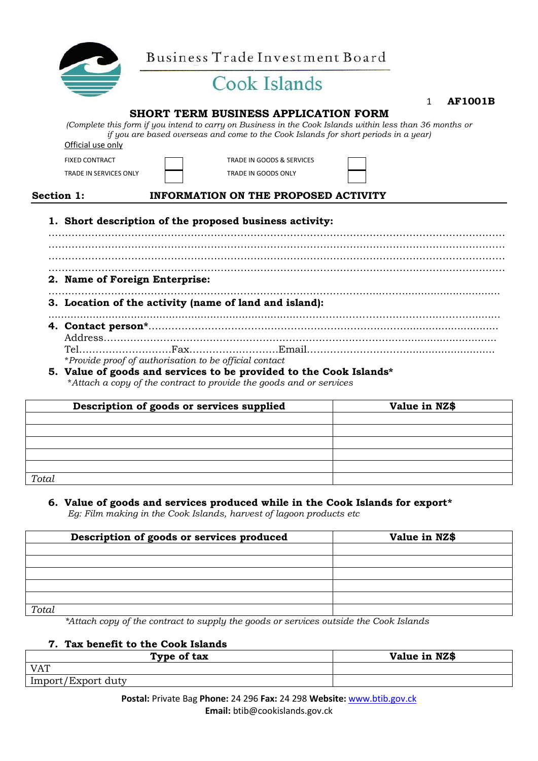Business Trade Investment Board

# Cook Islands

1 **AF1001B**

## SHORT TERM BUSINESS APPLICATION FORM

*(Complete this form if you intend to carry on Business in the Cook Islands within less than 36 months or if you are based overseas and come to the Cook Islands for short periods in a year)*

Official use only

| | | | |
|---|---|---|---|
| FIXED CONTRACT | | TRADE IN GOODS & SERVICES | |
| TRADE IN SERVICES ONLY | | TRADE IN GOODS ONLY | |

## Section 1: INFORMATION ON THE PROPOSED ACTIVITY

1. **Short description of the proposed business activity:**

…………………………………………………………………………………………………………………………
…………………………………………………………………………………………………………………………
…………………………………………………………………………………………………………………………
…………………………………………………………………………………………………………………………

2. **Name of Foreign Enterprise:**

…………………………………………………………………………………………………………………………

3. **Location of the activity (name of land and island):**

…………………………………………………………………………………………………………………………

4. **Contact person***……………………………………………………………………………………………
   Address…………………………………………………………………………………………………………
   Tel…………………………Fax………………………Email…………………………………………………
   **Provide proof of authorisation to be official contact*

5. **Value of goods and services to be provided to the Cook Islands***
   **Attach a copy of the contract to provide the goods and or services*

| Description of goods or services supplied | Value in NZ$ |
|---|---|
| | |
| | |
| | |
| | |
| | |
| *Total* | |

6. **Value of goods and services produced while in the Cook Islands for export***
   *Eg: Film making in the Cook Islands, harvest of lagoon products etc*

| Description of goods or services produced | Value in NZ$ |
|---|---|
| | |
| | |
| | |
| | |
| | |
| *Total* | |

**Attach copy of the contract to supply the goods or services outside the Cook Islands*

7. **Tax benefit to the Cook Islands**

| Type of tax | Value in NZ$ |
|---|---|
| VAT | |
| Import/Export duty | |

**Postal:** Private Bag **Phone:** 24 296 **Fax:** 24 298 **Website:** www.btib.gov.ck
**Email:** btib@cookislands.gov.ck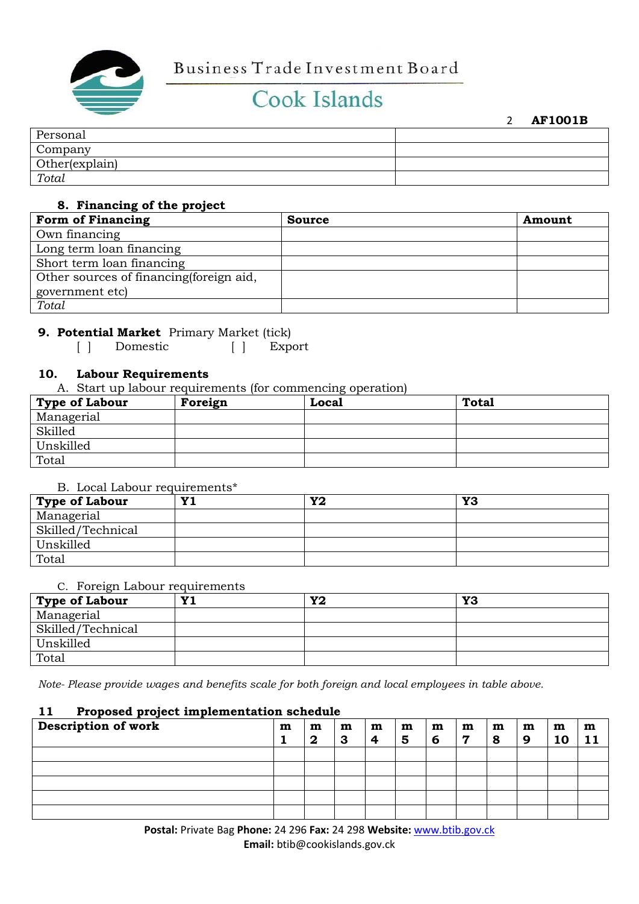| | |
|---|---|
| Personal | |
| Company | |
| Other(explain) | |
| *Total* | |

**8. Financing of the project**

| **Form of Financing** | **Source** | **Amount** |
|---|---|---|
| Own financing | | |
| Long term loan financing | | |
| Short term loan financing | | |
| Other sources of financing(foreign aid, government etc) | | |
| *Total* | | |

**9. Potential Market** Primary Market (tick)

[ ] Domestic [ ] Export

**10. Labour Requirements**

A. Start up labour requirements (for commencing operation)

| **Type of Labour** | **Foreign** | **Local** | **Total** |
|---|---|---|---|
| Managerial | | | |
| Skilled | | | |
| Unskilled | | | |
| Total | | | |

B. Local Labour requirements*

| **Type of Labour** | **Y1** | **Y2** | **Y3** |
|---|---|---|---|
| Managerial | | | |
| Skilled/Technical | | | |
| Unskilled | | | |
| Total | | | |

C. Foreign Labour requirements

| **Type of Labour** | **Y1** | **Y2** | **Y3** |
|---|---|---|---|
| Managerial | | | |
| Skilled/Technical | | | |
| Unskilled | | | |
| Total | | | |

*Note- Please provide wages and benefits scale for both foreign and local employees in table above.*

**11 Proposed project implementation schedule**

| **Description of work** | **m 1** | **m 2** | **m 3** | **m 4** | **m 5** | **m 6** | **m 7** | **m 8** | **m 9** | **m 10** | **m 11** |
|---|---|---|---|---|---|---|---|---|---|---|---|
| | | | | | | | | | | | |
| | | | | | | | | | | | |
| | | | | | | | | | | | |
| | | | | | | | | | | | |
| | | | | | | | | | | | |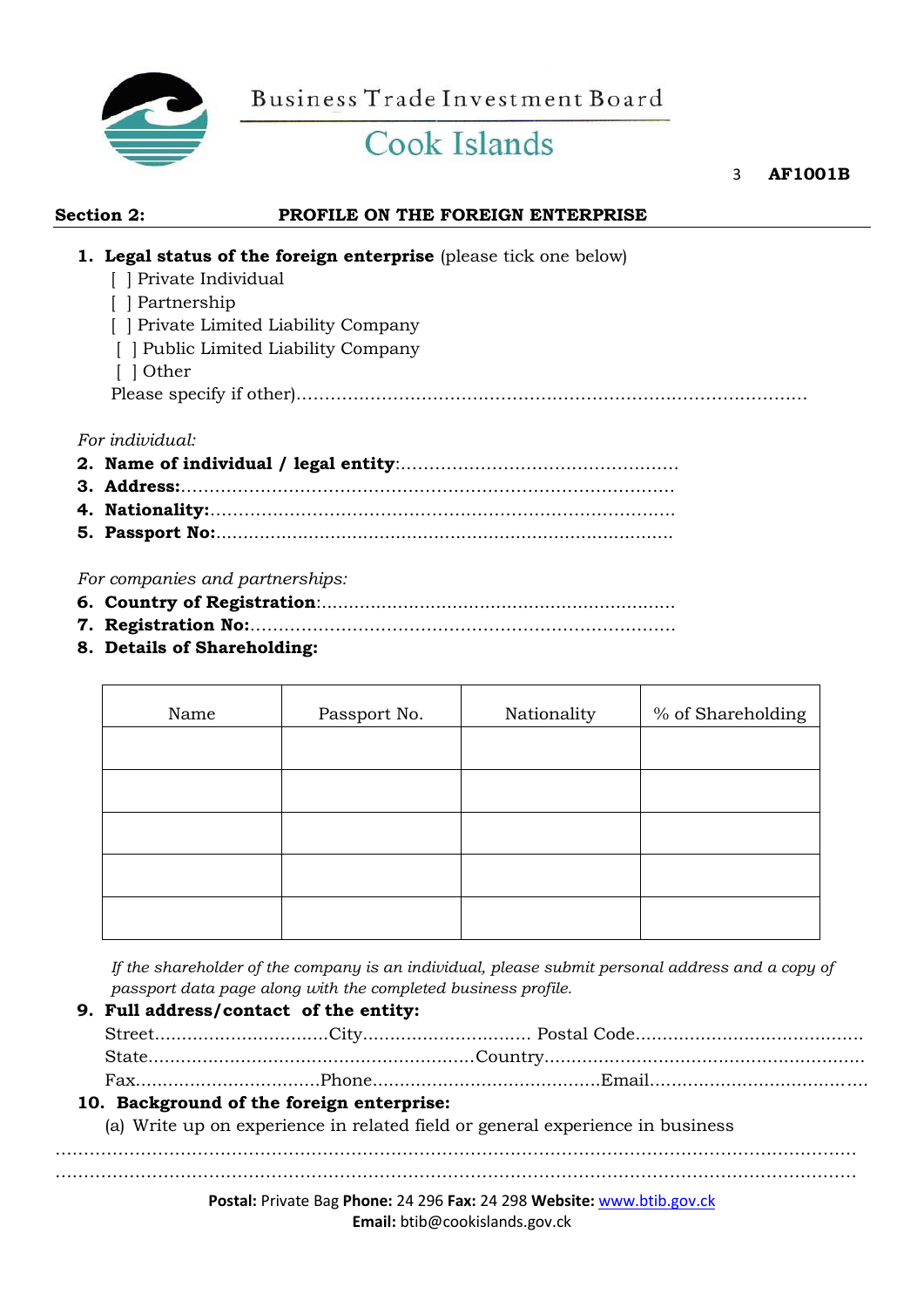Business Trade Investment Board

Cook Islands

AF1001B

## Section 2: PROFILE ON THE FOREIGN ENTERPRISE

1. **Legal status of the foreign enterprise** (please tick one below)
   - [ ] Private Individual
   - [ ] Partnership
   - [ ] Private Limited Liability Company
   - [ ] Public Limited Liability Company
   - [ ] Other

   Please specify if other)……………………………………………………………………………

*For individual:*

2. **Name of individual / legal entity**:……………………………………………
3. **Address:**……………………………………………………………………………
4. **Nationality:**………………………………………………………………………
5. **Passport No:**………………………………………………………………………

*For companies and partnerships:*

6. **Country of Registration**:………………………………………………………
7. **Registration No:**…………………………………………………………………
8. **Details of Shareholding:**

| Name | Passport No. | Nationality | % of Shareholding |
|---|---|---|---|
| | | | |
| | | | |
| | | | |
| | | | |
| | | | |

*If the shareholder of the company is an individual, please submit personal address and a copy of passport data page along with the completed business profile.*

9. **Full address/contact of the entity:**

   Street…………………………City………………………… Postal Code……………………………………

   State……………………………………………………Country……………………………………………………

   Fax……………………………Phone……………………………………Email…………………………………

10. **Background of the foreign enterprise:**

    (a) Write up on experience in related field or general experience in business

……………………………………………………………………………………………………………………………

……………………………………………………………………………………………………………………………

**Postal:** Private Bag **Phone:** 24 296 **Fax:** 24 298 **Website:** www.btib.gov.ck
**Email:** btib@cookislands.gov.ck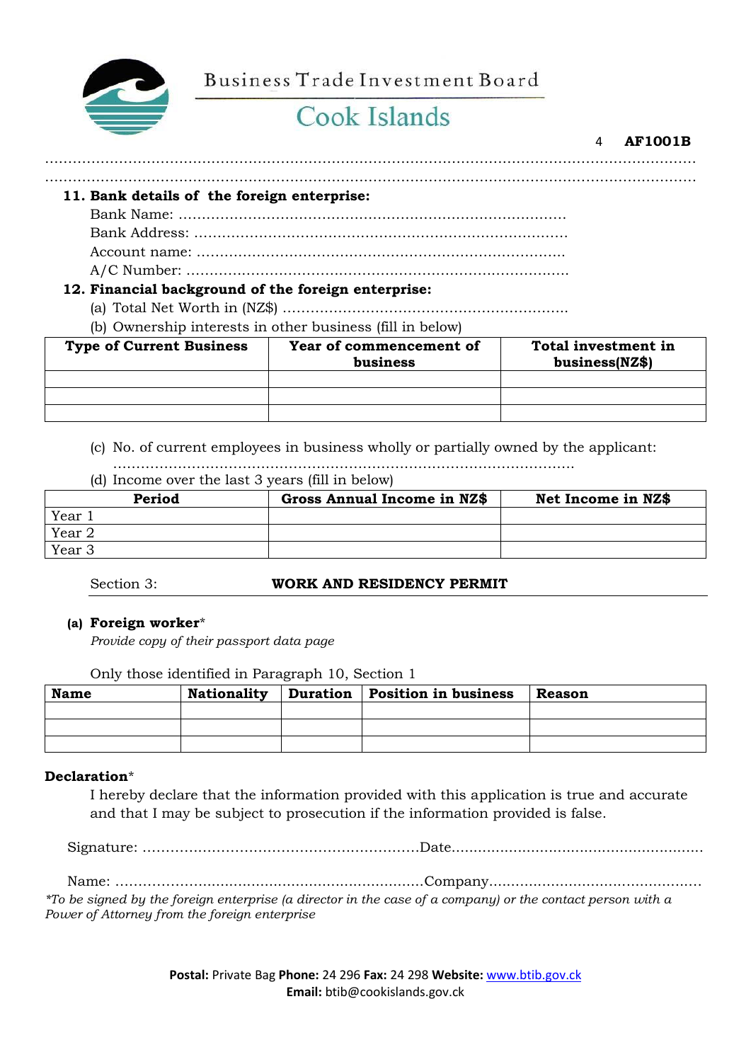Business Trade Investment Board

Cook Islands

**AF1001B**

.....................................................................................................................................................

.....................................................................................................................................................

**11. Bank details of the foreign enterprise:**

Bank Name: ....................................................................................

Bank Address: ................................................................................

Account name: ...............................................................................

A/C Number: ...................................................................................

**12. Financial background of the foreign enterprise:**

(a) Total Net Worth in (NZ$) .............................................................

(b) Ownership interests in other business (fill in below)

| Type of Current Business | Year of commencement of business | Total investment in business(NZ$) |
|---|---|---|
| | | |
| | | |
| | | |

(c) No. of current employees in business wholly or partially owned by the applicant: ..........................................................................................

(d) Income over the last 3 years (fill in below)

| Period | Gross Annual Income in NZ$ | Net Income in NZ$ |
|---|---|---|
| Year 1 | | |
| Year 2 | | |
| Year 3 | | |

Section 3: **WORK AND RESIDENCY PERMIT**

**(a) Foreign worker***

*Provide copy of their passport data page*

Only those identified in Paragraph 10, Section 1

| Name | Nationality | Duration | Position in business | Reason |
|---|---|---|---|---|
| | | | | |
| | | | | |
| | | | | |

**Declaration***

I hereby declare that the information provided with this application is true and accurate and that I may be subject to prosecution if the information provided is false.

Signature: ...........................................................Date........................................................

Name: ....................................................................Company...............................................

*\*To be signed by the foreign enterprise (a director in the case of a company) or the contact person with a Power of Attorney from the foreign enterprise*

**Postal:** Private Bag **Phone:** 24 296 **Fax:** 24 298 **Website:** www.btib.gov.ck
**Email:** btib@cookislands.gov.ck